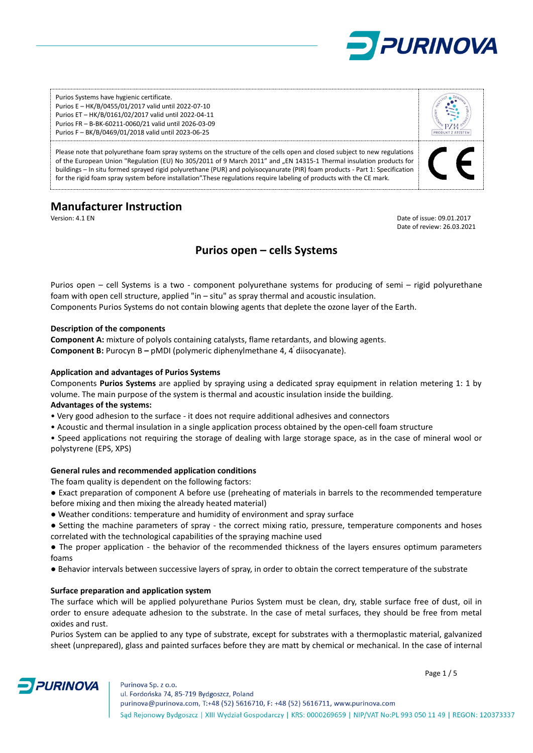Purios Systems have hygienic certificate.
Purios E – HK/B/0455/01/2017 valid until 2022-07-10
Purios ET – HK/B/0161/02/2017 valid until 2022-04-11
Purios FR – B-BK-60211-0060/21 valid until 2026-03-09
Purios F – BK/B/0469/01/2018 valid until 2023-06-25

Please note that polyurethane foam spray systems on the structure of the cells open and closed subject to new regulations of the European Union "Regulation (EU) No 305/2011 of 9 March 2011" and „EN 14315-1 Thermal insulation products for buildings – In situ formed sprayed rigid polyurethane (PUR) and polyisocyanurate (PIR) foam products - Part 1: Specification for the rigid foam spray system before installation".These regulations require labeling of products with the CE mark.

# Manufacturer Instruction

Version: 4.1 EN

Date of issue: 09.01.2017
Date of review: 26.03.2021

## Purios open – cells Systems

Purios open – cell Systems is a two - component polyurethane systems for producing of semi – rigid polyurethane foam with open cell structure, applied "in – situ" as spray thermal and acoustic insulation.
Components Purios Systems do not contain blowing agents that deplete the ozone layer of the Earth.

### Description of the components

**Component A:** mixture of polyols containing catalysts, flame retardants, and blowing agents.
**Component B:** Purocyn B **–** pMDI (polymeric diphenylmethane 4, 4ʹ diisocyanate).

### Application and advantages of Purios Systems

Components **Purios Systems** are applied by spraying using a dedicated spray equipment in relation metering 1: 1 by volume. The main purpose of the system is thermal and acoustic insulation inside the building.

**Advantages of the systems:**

- Very good adhesion to the surface - it does not require additional adhesives and connectors
- Acoustic and thermal insulation in a single application process obtained by the open-cell foam structure
- Speed applications not requiring the storage of dealing with large storage space, as in the case of mineral wool or polystyrene (EPS, XPS)

### General rules and recommended application conditions

The foam quality is dependent on the following factors:

- Exact preparation of component A before use (preheating of materials in barrels to the recommended temperature before mixing and then mixing the already heated material)
- Weather conditions: temperature and humidity of environment and spray surface
- Setting the machine parameters of spray - the correct mixing ratio, pressure, temperature components and hoses correlated with the technological capabilities of the spraying machine used
- The proper application - the behavior of the recommended thickness of the layers ensures optimum parameters foams
- Behavior intervals between successive layers of spray, in order to obtain the correct temperature of the substrate

### Surface preparation and application system

The surface which will be applied polyurethane Purios System must be clean, dry, stable surface free of dust, oil in order to ensure adequate adhesion to the substrate. In the case of metal surfaces, they should be free from metal oxides and rust.

Purios System can be applied to any type of substrate, except for substrates with a thermoplastic material, galvanized sheet (unprepared), glass and painted surfaces before they are matt by chemical or mechanical. In the case of internal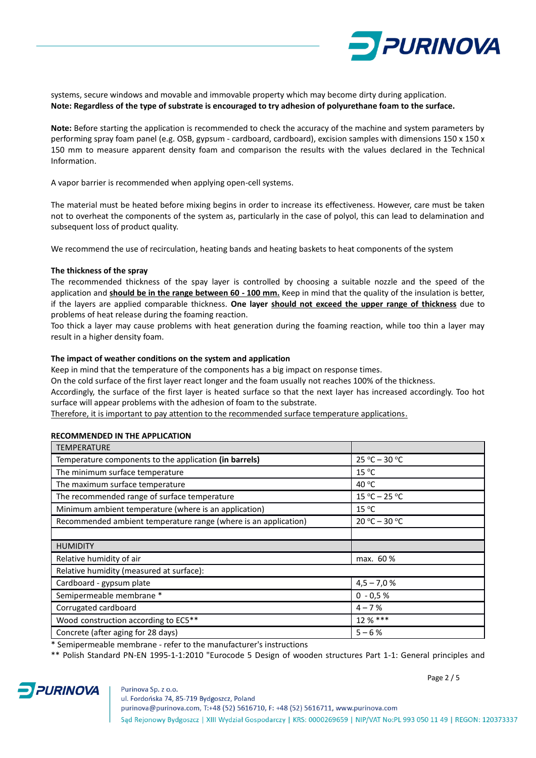systems, secure windows and movable and immovable property which may become dirty during application.
**Note: Regardless of the type of substrate is encouraged to try adhesion of polyurethane foam to the surface.**

**Note:** Before starting the application is recommended to check the accuracy of the machine and system parameters by performing spray foam panel (e.g. OSB, gypsum - cardboard, cardboard), excision samples with dimensions 150 x 150 x 150 mm to measure apparent density foam and comparison the results with the values declared in the Technical Information.

A vapor barrier is recommended when applying open-cell systems.

The material must be heated before mixing begins in order to increase its effectiveness. However, care must be taken not to overheat the components of the system as, particularly in the case of polyol, this can lead to delamination and subsequent loss of product quality.

We recommend the use of recirculation, heating bands and heating baskets to heat components of the system

**The thickness of the spray**

The recommended thickness of the spay layer is controlled by choosing a suitable nozzle and the speed of the application and **should be in the range between 60 - 100 mm.** Keep in mind that the quality of the insulation is better, if the layers are applied comparable thickness. **One layer should not exceed the upper range of thickness** due to problems of heat release during the foaming reaction.
Too thick a layer may cause problems with heat generation during the foaming reaction, while too thin a layer may result in a higher density foam.

**The impact of weather conditions on the system and application**

Keep in mind that the temperature of the components has a big impact on response times.
On the cold surface of the first layer react longer and the foam usually not reaches 100% of the thickness.
Accordingly, the surface of the first layer is heated surface so that the next layer has increased accordingly. Too hot surface will appear problems with the adhesion of foam to the substrate.
Therefore, it is important to pay attention to the recommended surface temperature applications.

**RECOMMENDED IN THE APPLICATION**

| TEMPERATURE | |
|---|---|
| Temperature components to the application **(in barrels)** | 25 °C – 30 °C |
| The minimum surface temperature | 15 °C |
| The maximum surface temperature | 40 °C |
| The recommended range of surface temperature | 15 °C – 25 °C |
| Minimum ambient temperature (where is an application) | 15 °C |
| Recommended ambient temperature range (where is an application) | 20 °C – 30 °C |
| | |
| HUMIDITY | |
| Relative humidity of air | max. 60 % |
| Relative humidity (measured at surface): | |
| Cardboard - gypsum plate | 4,5 – 7,0 % |
| Semipermeable membrane * | 0 - 0,5 % |
| Corrugated cardboard | 4 – 7 % |
| Wood construction according to EC5** | 12 % *** |
| Concrete (after aging for 28 days) | 5 – 6 % |

\* Semipermeable membrane - refer to the manufacturer's instructions

** Polish Standard PN-EN 1995-1-1:2010 "Eurocode 5 Design of wooden structures Part 1-1: General principles and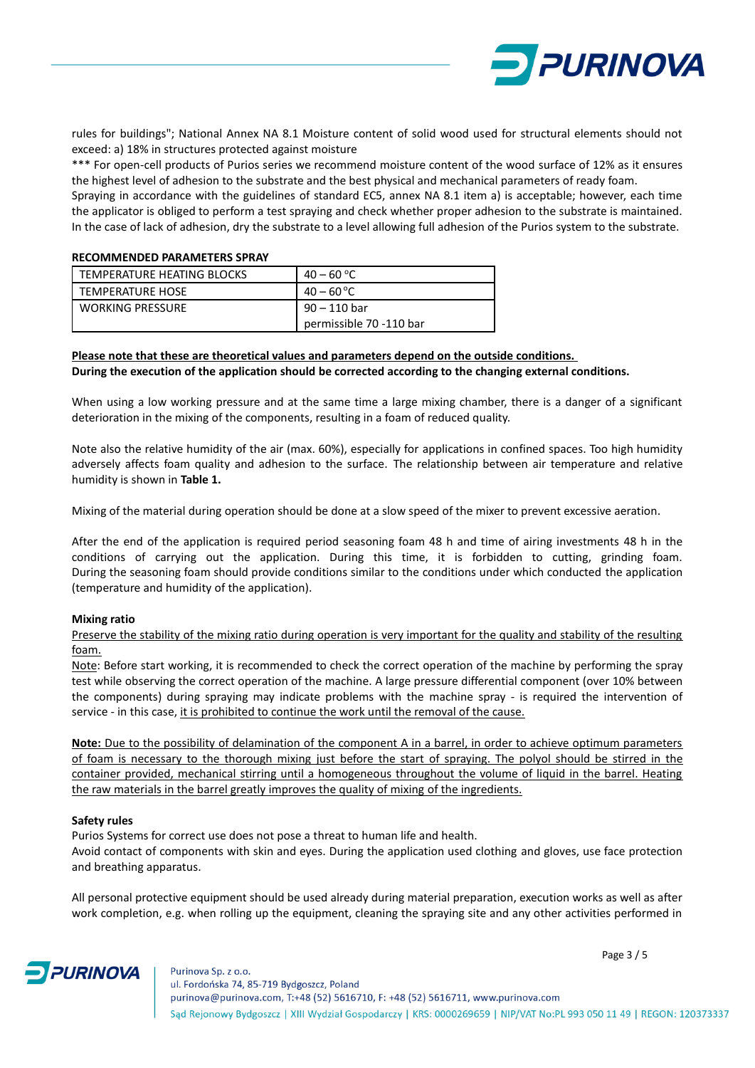rules for buildings"; National Annex NA 8.1 Moisture content of solid wood used for structural elements should not exceed: a) 18% in structures protected against moisture

*** For open-cell products of Purios series we recommend moisture content of the wood surface of 12% as it ensures the highest level of adhesion to the substrate and the best physical and mechanical parameters of ready foam.

Spraying in accordance with the guidelines of standard EC5, annex NA 8.1 item a) is acceptable; however, each time the applicator is obliged to perform a test spraying and check whether proper adhesion to the substrate is maintained. In the case of lack of adhesion, dry the substrate to a level allowing full adhesion of the Purios system to the substrate.

**RECOMMENDED PARAMETERS SPRAY**

| | |
|---|---|
| TEMPERATURE HEATING BLOCKS | 40 – 60 °C |
| TEMPERATURE HOSE | 40 – 60 °C |
| WORKING PRESSURE | 90 – 110 bar<br>permissible 70 -110 bar |

**Please note that these are theoretical values and parameters depend on the outside conditions.**
**During the execution of the application should be corrected according to the changing external conditions.**

When using a low working pressure and at the same time a large mixing chamber, there is a danger of a significant deterioration in the mixing of the components, resulting in a foam of reduced quality.

Note also the relative humidity of the air (max. 60%), especially for applications in confined spaces. Too high humidity adversely affects foam quality and adhesion to the surface. The relationship between air temperature and relative humidity is shown in **Table 1.**

Mixing of the material during operation should be done at a slow speed of the mixer to prevent excessive aeration.

After the end of the application is required period seasoning foam 48 h and time of airing investments 48 h in the conditions of carrying out the application. During this time, it is forbidden to cutting, grinding foam. During the seasoning foam should provide conditions similar to the conditions under which conducted the application (temperature and humidity of the application).

**Mixing ratio**

Preserve the stability of the mixing ratio during operation is very important for the quality and stability of the resulting foam.

Note: Before start working, it is recommended to check the correct operation of the machine by performing the spray test while observing the correct operation of the machine. A large pressure differential component (over 10% between the components) during spraying may indicate problems with the machine spray - is required the intervention of service - in this case, it is prohibited to continue the work until the removal of the cause.

**Note:** Due to the possibility of delamination of the component A in a barrel, in order to achieve optimum parameters of foam is necessary to the thorough mixing just before the start of spraying. The polyol should be stirred in the container provided, mechanical stirring until a homogeneous throughout the volume of liquid in the barrel. Heating the raw materials in the barrel greatly improves the quality of mixing of the ingredients.

**Safety rules**

Purios Systems for correct use does not pose a threat to human life and health.

Avoid contact of components with skin and eyes. During the application used clothing and gloves, use face protection and breathing apparatus.

All personal protective equipment should be used already during material preparation, execution works as well as after work completion, e.g. when rolling up the equipment, cleaning the spraying site and any other activities performed in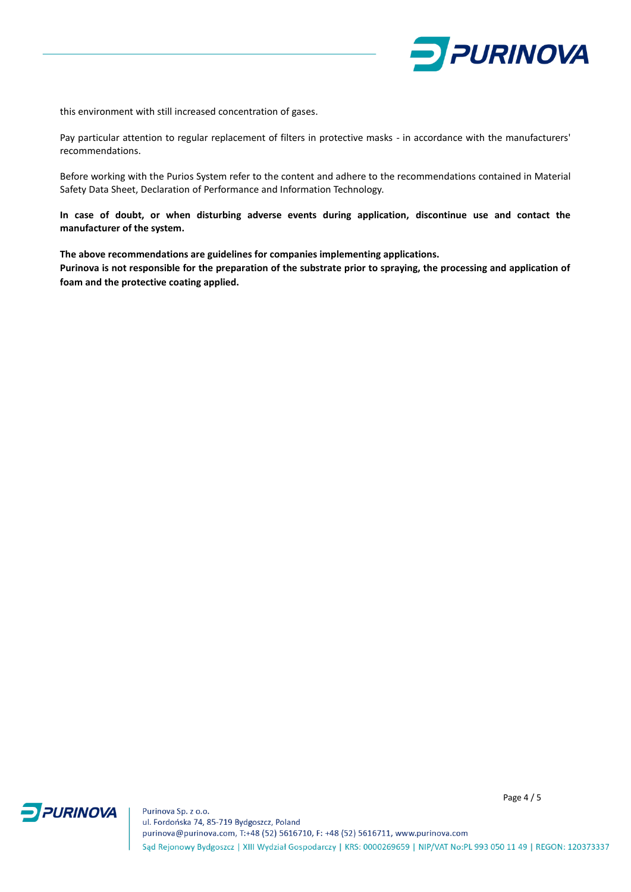this environment with still increased concentration of gases.

Pay particular attention to regular replacement of filters in protective masks - in accordance with the manufacturers' recommendations.

Before working with the Purios System refer to the content and adhere to the recommendations contained in Material Safety Data Sheet, Declaration of Performance and Information Technology.

**In case of doubt, or when disturbing adverse events during application, discontinue use and contact the manufacturer of the system.**

**The above recommendations are guidelines for companies implementing applications.**
**Purinova is not responsible for the preparation of the substrate prior to spraying, the processing and application of foam and the protective coating applied.**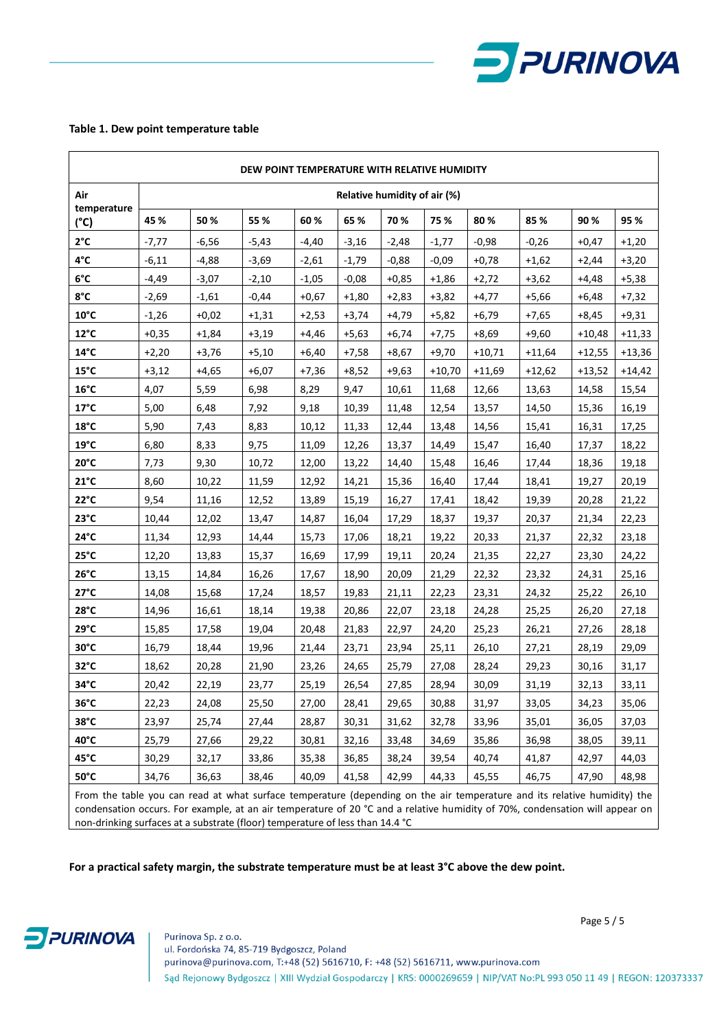**Table 1. Dew point temperature table**

| DEW POINT TEMPERATURE WITH RELATIVE HUMIDITY | | | | | | | | | | | |
|---|---|---|---|---|---|---|---|---|---|---|---|
| Air temperature (°C) | Relative humidity of air (%) | | | | | | | | | | |
| | 45 % | 50 % | 55 % | 60 % | 65 % | 70 % | 75 % | 80 % | 85 % | 90 % | 95 % |
| 2°C | -7,77 | -6,56 | -5,43 | -4,40 | -3,16 | -2,48 | -1,77 | -0,98 | -0,26 | +0,47 | +1,20 |
| 4°C | -6,11 | -4,88 | -3,69 | -2,61 | -1,79 | -0,88 | -0,09 | +0,78 | +1,62 | +2,44 | +3,20 |
| 6°C | -4,49 | -3,07 | -2,10 | -1,05 | -0,08 | +0,85 | +1,86 | +2,72 | +3,62 | +4,48 | +5,38 |
| 8°C | -2,69 | -1,61 | -0,44 | +0,67 | +1,80 | +2,83 | +3,82 | +4,77 | +5,66 | +6,48 | +7,32 |
| 10°C | -1,26 | +0,02 | +1,31 | +2,53 | +3,74 | +4,79 | +5,82 | +6,79 | +7,65 | +8,45 | +9,31 |
| 12°C | +0,35 | +1,84 | +3,19 | +4,46 | +5,63 | +6,74 | +7,75 | +8,69 | +9,60 | +10,48 | +11,33 |
| 14°C | +2,20 | +3,76 | +5,10 | +6,40 | +7,58 | +8,67 | +9,70 | +10,71 | +11,64 | +12,55 | +13,36 |
| 15°C | +3,12 | +4,65 | +6,07 | +7,36 | +8,52 | +9,63 | +10,70 | +11,69 | +12,62 | +13,52 | +14,42 |
| 16°C | 4,07 | 5,59 | 6,98 | 8,29 | 9,47 | 10,61 | 11,68 | 12,66 | 13,63 | 14,58 | 15,54 |
| 17°C | 5,00 | 6,48 | 7,92 | 9,18 | 10,39 | 11,48 | 12,54 | 13,57 | 14,50 | 15,36 | 16,19 |
| 18°C | 5,90 | 7,43 | 8,83 | 10,12 | 11,33 | 12,44 | 13,48 | 14,56 | 15,41 | 16,31 | 17,25 |
| 19°C | 6,80 | 8,33 | 9,75 | 11,09 | 12,26 | 13,37 | 14,49 | 15,47 | 16,40 | 17,37 | 18,22 |
| 20°C | 7,73 | 9,30 | 10,72 | 12,00 | 13,22 | 14,40 | 15,48 | 16,46 | 17,44 | 18,36 | 19,18 |
| 21°C | 8,60 | 10,22 | 11,59 | 12,92 | 14,21 | 15,36 | 16,40 | 17,44 | 18,41 | 19,27 | 20,19 |
| 22°C | 9,54 | 11,16 | 12,52 | 13,89 | 15,19 | 16,27 | 17,41 | 18,42 | 19,39 | 20,28 | 21,22 |
| 23°C | 10,44 | 12,02 | 13,47 | 14,87 | 16,04 | 17,29 | 18,37 | 19,37 | 20,37 | 21,34 | 22,23 |
| 24°C | 11,34 | 12,93 | 14,44 | 15,73 | 17,06 | 18,21 | 19,22 | 20,33 | 21,37 | 22,32 | 23,18 |
| 25°C | 12,20 | 13,83 | 15,37 | 16,69 | 17,99 | 19,11 | 20,24 | 21,35 | 22,27 | 23,30 | 24,22 |
| 26°C | 13,15 | 14,84 | 16,26 | 17,67 | 18,90 | 20,09 | 21,29 | 22,32 | 23,32 | 24,31 | 25,16 |
| 27°C | 14,08 | 15,68 | 17,24 | 18,57 | 19,83 | 21,11 | 22,23 | 23,31 | 24,32 | 25,22 | 26,10 |
| 28°C | 14,96 | 16,61 | 18,14 | 19,38 | 20,86 | 22,07 | 23,18 | 24,28 | 25,25 | 26,20 | 27,18 |
| 29°C | 15,85 | 17,58 | 19,04 | 20,48 | 21,83 | 22,97 | 24,20 | 25,23 | 26,21 | 27,26 | 28,18 |
| 30°C | 16,79 | 18,44 | 19,96 | 21,44 | 23,71 | 23,94 | 25,11 | 26,10 | 27,21 | 28,19 | 29,09 |
| 32°C | 18,62 | 20,28 | 21,90 | 23,26 | 24,65 | 25,79 | 27,08 | 28,24 | 29,23 | 30,16 | 31,17 |
| 34°C | 20,42 | 22,19 | 23,77 | 25,19 | 26,54 | 27,85 | 28,94 | 30,09 | 31,19 | 32,13 | 33,11 |
| 36°C | 22,23 | 24,08 | 25,50 | 27,00 | 28,41 | 29,65 | 30,88 | 31,97 | 33,05 | 34,23 | 35,06 |
| 38°C | 23,97 | 25,74 | 27,44 | 28,87 | 30,31 | 31,62 | 32,78 | 33,96 | 35,01 | 36,05 | 37,03 |
| 40°C | 25,79 | 27,66 | 29,22 | 30,81 | 32,16 | 33,48 | 34,69 | 35,86 | 36,98 | 38,05 | 39,11 |
| 45°C | 30,29 | 32,17 | 33,86 | 35,38 | 36,85 | 38,24 | 39,54 | 40,74 | 41,87 | 42,97 | 44,03 |
| 50°C | 34,76 | 36,63 | 38,46 | 40,09 | 41,58 | 42,99 | 44,33 | 45,55 | 46,75 | 47,90 | 48,98 |

From the table you can read at what surface temperature (depending on the air temperature and its relative humidity) the condensation occurs. For example, at an air temperature of 20 °C and a relative humidity of 70%, condensation will appear on non-drinking surfaces at a substrate (floor) temperature of less than 14.4 °C

**For a practical safety margin, the substrate temperature must be at least 3°C above the dew point.**

Purinova Sp. z o.o.
ul. Fordońska 74, 85-719 Bydgoszcz, Poland
purinova@purinova.com, T:+48 (52) 5616710, F: +48 (52) 5616711, www.purinova.com
Sąd Rejonowy Bydgoszcz | XIII Wydział Gospodarczy | KRS: 0000269659 | NIP/VAT No:PL 993 050 11 49 | REGON: 120373337